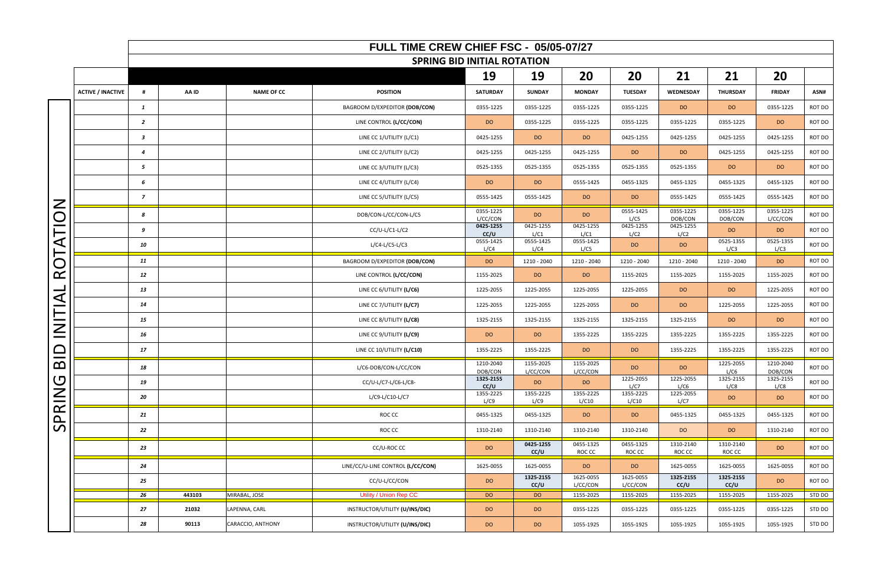# FULL TIME CREW CHIEF FSC - 05/05-07/27

## SPRING BID INITIAL ROTATION

| | | | | | 19 | 19 | 20 | 20 | 21 | 21 | 20 | |
|---|---|---|---|---|---|---|---|---|---|---|---|---|
| **ACTIVE / INACTIVE** | **#** | **AA ID** | **NAME OF CC** | **POSITION** | **SATURDAY** | **SUNDAY** | **MONDAY** | **TUESDAY** | **WEDNESDAY** | **THURSDAY** | **FRIDAY** | **ASN#** |
| | *1* | | | BAGROOM D/EXPEDITOR **(DOB/CON)** | 0355-1225 | 0355-1225 | 0355-1225 | 0355-1225 | DO | DO | 0355-1225 | ROT DO |
| | *2* | | | LINE CONTROL **(L/CC/CON)** | DO | 0355-1225 | 0355-1225 | 0355-1225 | 0355-1225 | 0355-1225 | DO | ROT DO |
| | *3* | | | LINE CC 1/UTILITY (L/C1) | 0425-1255 | DO | DO | 0425-1255 | 0425-1255 | 0425-1255 | 0425-1255 | ROT DO |
| | *4* | | | LINE CC 2/UTILITY (L/C2) | 0425-1255 | 0425-1255 | 0425-1255 | DO | DO | 0425-1255 | 0425-1255 | ROT DO |
| | *5* | | | LINE CC 3/UTILITY (L/C3) | 0525-1355 | 0525-1355 | 0525-1355 | 0525-1355 | 0525-1355 | DO | DO | ROT DO |
| | *6* | | | LINE CC 4/UTILITY (L/C4) | DO | DO | 0555-1425 | 0455-1325 | 0455-1325 | 0455-1325 | 0455-1325 | ROT DO |
| | *7* | | | LINE CC 5/UTILITY (L/C5) | 0555-1425 | 0555-1425 | DO | DO | 0555-1425 | 0555-1425 | 0555-1425 | ROT DO |
| | *8* | | | DOB/CON-L/CC/CON-L/C5 | 0355-1225 L/CC/CON | DO | DO | 0555-1425 L/C5 | 0355-1225 DOB/CON | 0355-1225 DOB/CON | 0355-1225 L/CC/CON | ROT DO |
| | *9* | | | CC/U-L/C1-L/C2 | **0425-1255 CC/U** | 0425-1255 L/C1 | 0425-1255 L/C1 | 0425-1255 L/C2 | 0425-1255 L/C2 | DO | DO | ROT DO |
| | *10* | | | L/C4-L/C5-L/C3 | 0555-1425 L/C4 | 0555-1425 L/C4 | 0555-1425 L/C5 | DO | DO | 0525-1355 L/C3 | 0525-1355 L/C3 | ROT DO |
| | *11* | | | BAGROOM D/EXPEDITOR **(DOB/CON)** | DO | 1210 - 2040 | 1210 - 2040 | 1210 - 2040 | 1210 - 2040 | 1210 - 2040 | DO | ROT DO |
| | *12* | | | LINE CONTROL **(L/CC/CON)** | 1155-2025 | DO | DO | 1155-2025 | 1155-2025 | 1155-2025 | 1155-2025 | ROT DO |
| | *13* | | | LINE CC 6/UTILITY **(L/C6)** | 1225-2055 | 1225-2055 | 1225-2055 | 1225-2055 | DO | DO | 1225-2055 | ROT DO |
| | *14* | | | LINE CC 7/UTILITY **(L/C7)** | 1225-2055 | 1225-2055 | 1225-2055 | DO | DO | 1225-2055 | 1225-2055 | ROT DO |
| | *15* | | | LINE CC 8/UTILITY **(L/C8)** | 1325-2155 | 1325-2155 | 1325-2155 | 1325-2155 | 1325-2155 | DO | DO | ROT DO |
| | *16* | | | LINE CC 9/UTILITY **(L/C9)** | DO | DO | 1355-2225 | 1355-2225 | 1355-2225 | 1355-2225 | 1355-2225 | ROT DO |
| | *17* | | | LINE CC 10/UTILITY **(L/C10)** | 1355-2225 | 1355-2225 | DO | DO | 1355-2225 | 1355-2225 | 1355-2225 | ROT DO |
| | *18* | | | L/C6-DOB/CON-L/CC/CON | 1210-2040 DOB/CON | 1155-2025 L/CC/CON | 1155-2025 L/CC/CON | DO | DO | 1225-2055 L/C6 | 1210-2040 DOB/CON | ROT DO |
| | *19* | | | CC/U-L/C7-L/C6-L/C8- | **1325-2155 CC/U** | DO | DO | 1225-2055 L/C7 | 1225-2055 L/C6 | 1325-2155 L/C8 | 1325-2155 L/C8 | ROT DO |
| | *20* | | | L/C9-L/C10-L/C7 | 1355-2225 L/C9 | 1355-2225 L/C9 | 1355-2225 L/C10 | 1355-2225 L/C10 | 1225-2055 L/C7 | DO | DO | ROT DO |
| | *21* | | | ROC CC | 0455-1325 | 0455-1325 | DO | DO | 0455-1325 | 0455-1325 | 0455-1325 | ROT DO |
| | *22* | | | ROC CC | 1310-2140 | 1310-2140 | 1310-2140 | 1310-2140 | DO | DO | 1310-2140 | ROT DO |
| | *23* | | | CC/U-ROC CC | DO | **0425-1255 CC/U** | 0455-1325 ROC CC | 0455-1325 ROC CC | 1310-2140 ROC CC | 1310-2140 ROC CC | DO | ROT DO |
| | *24* | | | LINE/CC/U-LINE CONTROL **(L/CC/CON)** | 1625-0055 | 1625-0055 | DO | DO | 1625-0055 | 1625-0055 | 1625-0055 | ROT DO |
| | *25* | | | CC/U-L/CC/CON | DO | **1325-2155 CC/U** | 1625-0055 L/CC/CON | 1625-0055 L/CC/CON | **1325-2155 CC/U** | **1325-2155 CC/U** | DO | ROT DO |
| | *26* | 443103 | MIRABAL, JOSE | Utility / Union Rep CC | DO | DO | 1155-2025 | 1155-2025 | 1155-2025 | 1155-2025 | 1155-2025 | STD DO |
| | *27* | 21032 | LAPENNA, CARL | INSTRUCTOR/UTILITY **(U/INS/DIC)** | DO | DO | 0355-1225 | 0355-1225 | 0355-1225 | 0355-1225 | 0355-1225 | STD DO |
| | *28* | 90113 | CARACCIO, ANTHONY | INSTRUCTOR/UTILITY **(U/INS/DIC)** | DO | DO | 1055-1925 | 1055-1925 | 1055-1925 | 1055-1925 | 1055-1925 | STD DO |

SPRING BID INITIAL ROTATION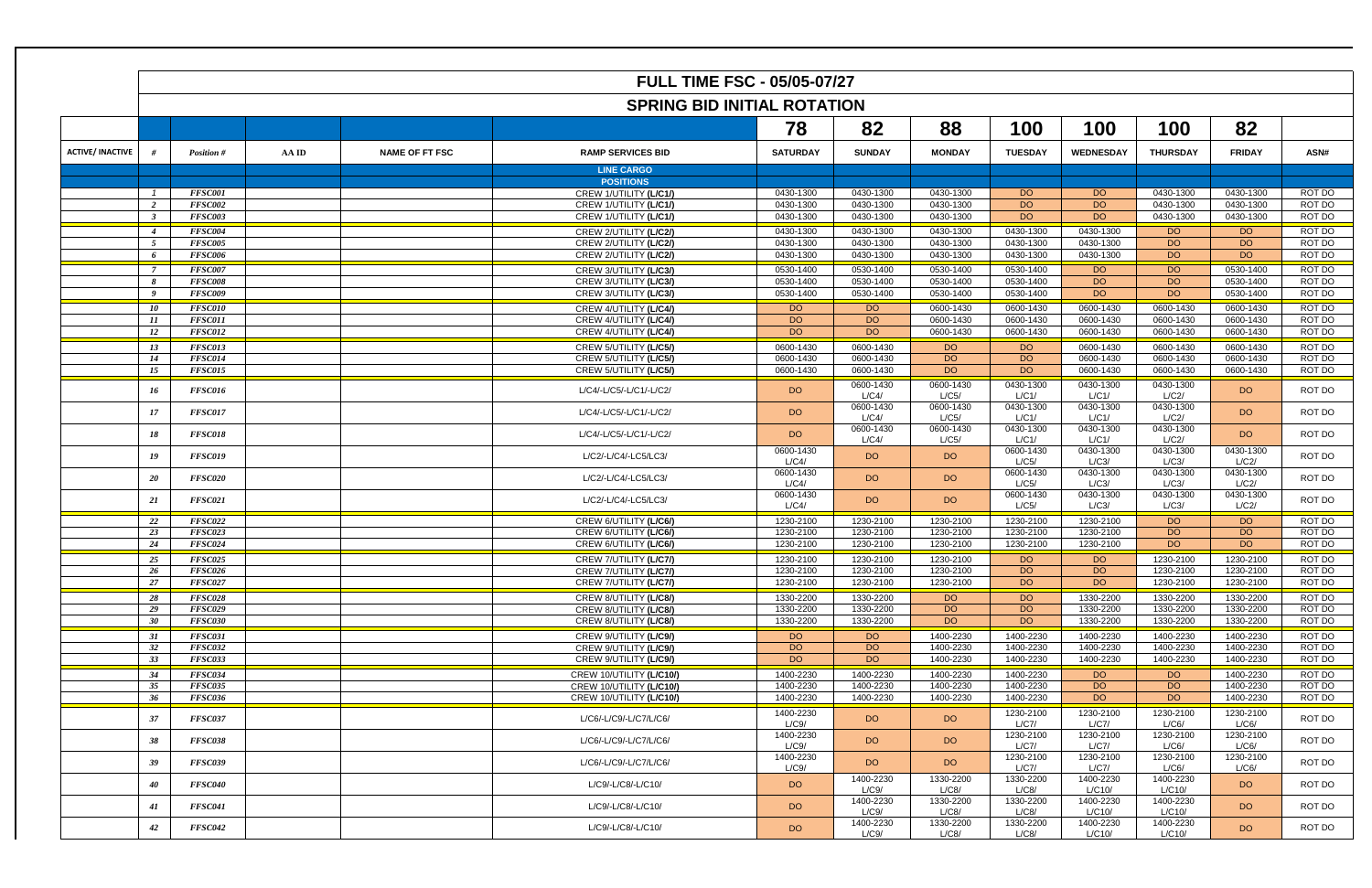# FULL TIME FSC - 05/05-07/27

## SPRING BID INITIAL ROTATION

| | | | | | 78 | 82 | 88 | 100 | 100 | 100 | 82 | |
|---|---|---|---|---|---|---|---|---|---|---|---|---|
| ACTIVE/ INACTIVE | # | Position # | AA ID | NAME OF FT FSC | RAMP SERVICES BID | SATURDAY | SUNDAY | MONDAY | TUESDAY | WEDNESDAY | THURSDAY | FRIDAY | ASN# |
| | | | | | LINE CARGO POSITIONS | | | | | | | | |
| | 1 | FFSC001 | | | CREW 1/UTILITY (L/C1/) | 0430-1300 | 0430-1300 | 0430-1300 | DO | DO | 0430-1300 | 0430-1300 | ROT DO |
| | 2 | FFSC002 | | | CREW 1/UTILITY (L/C1/) | 0430-1300 | 0430-1300 | 0430-1300 | DO | DO | 0430-1300 | 0430-1300 | ROT DO |
| | 3 | FFSC003 | | | CREW 1/UTILITY (L/C1/) | 0430-1300 | 0430-1300 | 0430-1300 | DO | DO | 0430-1300 | 0430-1300 | ROT DO |
| | 4 | FFSC004 | | | CREW 2/UTILITY (L/C2/) | 0430-1300 | 0430-1300 | 0430-1300 | 0430-1300 | 0430-1300 | DO | DO | ROT DO |
| | 5 | FFSC005 | | | CREW 2/UTILITY (L/C2/) | 0430-1300 | 0430-1300 | 0430-1300 | 0430-1300 | 0430-1300 | DO | DO | ROT DO |
| | 6 | FFSC006 | | | CREW 2/UTILITY (L/C2/) | 0430-1300 | 0430-1300 | 0430-1300 | 0430-1300 | 0430-1300 | DO | DO | ROT DO |
| | 7 | FFSC007 | | | CREW 3/UTILITY (L/C3/) | 0530-1400 | 0530-1400 | 0530-1400 | 0530-1400 | DO | DO | 0530-1400 | ROT DO |
| | 8 | FFSC008 | | | CREW 3/UTILITY (L/C3/) | 0530-1400 | 0530-1400 | 0530-1400 | 0530-1400 | DO | DO | 0530-1400 | ROT DO |
| | 9 | FFSC009 | | | CREW 3/UTILITY (L/C3/) | 0530-1400 | 0530-1400 | 0530-1400 | 0530-1400 | DO | DO | 0530-1400 | ROT DO |
| | 10 | FFSC010 | | | CREW 4/UTILITY (L/C4/) | DO | DO | 0600-1430 | 0600-1430 | 0600-1430 | 0600-1430 | 0600-1430 | ROT DO |
| | 11 | FFSC011 | | | CREW 4/UTILITY (L/C4/) | DO | DO | 0600-1430 | 0600-1430 | 0600-1430 | 0600-1430 | 0600-1430 | ROT DO |
| | 12 | FFSC012 | | | CREW 4/UTILITY (L/C4/) | DO | DO | 0600-1430 | 0600-1430 | 0600-1430 | 0600-1430 | 0600-1430 | ROT DO |
| | 13 | FFSC013 | | | CREW 5/UTILITY (L/C5/) | 0600-1430 | 0600-1430 | DO | DO | 0600-1430 | 0600-1430 | 0600-1430 | ROT DO |
| | 14 | FFSC014 | | | CREW 5/UTILITY (L/C5/) | 0600-1430 | 0600-1430 | DO | DO | 0600-1430 | 0600-1430 | 0600-1430 | ROT DO |
| | 15 | FFSC015 | | | CREW 5/UTILITY (L/C5/) | 0600-1430 | 0600-1430 | DO | DO | 0600-1430 | 0600-1430 | 0600-1430 | ROT DO |
| | 16 | FFSC016 | | | L/C4/-L/C5/-L/C1/-L/C2/ | DO | 0600-1430 L/C4/ | 0600-1430 L/C5/ | 0430-1300 L/C1/ | 0430-1300 L/C1/ | 0430-1300 L/C2/ | DO | ROT DO |
| | 17 | FFSC017 | | | L/C4/-L/C5/-L/C1/-L/C2/ | DO | 0600-1430 L/C4/ | 0600-1430 L/C5/ | 0430-1300 L/C1/ | 0430-1300 L/C1/ | 0430-1300 L/C2/ | DO | ROT DO |
| | 18 | FFSC018 | | | L/C4/-L/C5/-L/C1/-L/C2/ | DO | 0600-1430 L/C4/ | 0600-1430 L/C5/ | 0430-1300 L/C1/ | 0430-1300 L/C1/ | 0430-1300 L/C2/ | DO | ROT DO |
| | 19 | FFSC019 | | | L/C2/-L/C4/-LC5/LC3/ | 0600-1430 L/C4/ | DO | DO | 0600-1430 L/C5/ | 0430-1300 L/C3/ | 0430-1300 L/C3/ | 0430-1300 L/C2/ | ROT DO |
| | 20 | FFSC020 | | | L/C2/-L/C4/-LC5/LC3/ | 0600-1430 L/C4/ | DO | DO | 0600-1430 L/C5/ | 0430-1300 L/C3/ | 0430-1300 L/C3/ | 0430-1300 L/C2/ | ROT DO |
| | 21 | FFSC021 | | | L/C2/-L/C4/-LC5/LC3/ | 0600-1430 L/C4/ | DO | DO | 0600-1430 L/C5/ | 0430-1300 L/C3/ | 0430-1300 L/C3/ | 0430-1300 L/C2/ | ROT DO |
| | 22 | FFSC022 | | | CREW 6/UTILITY (L/C6/) | 1230-2100 | 1230-2100 | 1230-2100 | 1230-2100 | 1230-2100 | DO | DO | ROT DO |
| | 23 | FFSC023 | | | CREW 6/UTILITY (L/C6/) | 1230-2100 | 1230-2100 | 1230-2100 | 1230-2100 | 1230-2100 | DO | DO | ROT DO |
| | 24 | FFSC024 | | | CREW 6/UTILITY (L/C6/) | 1230-2100 | 1230-2100 | 1230-2100 | 1230-2100 | 1230-2100 | DO | DO | ROT DO |
| | 25 | FFSC025 | | | CREW 7/UTILITY (L/C7/) | 1230-2100 | 1230-2100 | 1230-2100 | DO | DO | 1230-2100 | 1230-2100 | ROT DO |
| | 26 | FFSC026 | | | CREW 7/UTILITY (L/C7/) | 1230-2100 | 1230-2100 | 1230-2100 | DO | DO | 1230-2100 | 1230-2100 | ROT DO |
| | 27 | FFSC027 | | | CREW 7/UTILITY (L/C7/) | 1230-2100 | 1230-2100 | 1230-2100 | DO | DO | 1230-2100 | 1230-2100 | ROT DO |
| | 28 | FFSC028 | | | CREW 8/UTILITY (L/C8/) | 1330-2200 | 1330-2200 | DO | DO | 1330-2200 | 1330-2200 | 1330-2200 | ROT DO |
| | 29 | FFSC029 | | | CREW 8/UTILITY (L/C8/) | 1330-2200 | 1330-2200 | DO | DO | 1330-2200 | 1330-2200 | 1330-2200 | ROT DO |
| | 30 | FFSC030 | | | CREW 8/UTILITY (L/C8/) | 1330-2200 | 1330-2200 | DO | DO | 1330-2200 | 1330-2200 | 1330-2200 | ROT DO |
| | 31 | FFSC031 | | | CREW 9/UTILITY (L/C9/) | DO | DO | 1400-2230 | 1400-2230 | 1400-2230 | 1400-2230 | 1400-2230 | ROT DO |
| | 32 | FFSC032 | | | CREW 9/UTILITY (L/C9/) | DO | DO | 1400-2230 | 1400-2230 | 1400-2230 | 1400-2230 | 1400-2230 | ROT DO |
| | 33 | FFSC033 | | | CREW 9/UTILITY (L/C9/) | DO | DO | 1400-2230 | 1400-2230 | 1400-2230 | 1400-2230 | 1400-2230 | ROT DO |
| | 34 | FFSC034 | | | CREW 10/UTILITY (L/C10/) | 1400-2230 | 1400-2230 | 1400-2230 | 1400-2230 | DO | DO | 1400-2230 | ROT DO |
| | 35 | FFSC035 | | | CREW 10/UTILITY (L/C10/) | 1400-2230 | 1400-2230 | 1400-2230 | 1400-2230 | DO | DO | 1400-2230 | ROT DO |
| | 36 | FFSC036 | | | CREW 10/UTILITY (L/C10/) | 1400-2230 | 1400-2230 | 1400-2230 | 1400-2230 | DO | DO | 1400-2230 | ROT DO |
| | 37 | FFSC037 | | | L/C6/-L/C9/-L/C7/L/C6/ | 1400-2230 L/C9/ | DO | DO | 1230-2100 L/C7/ | 1230-2100 L/C7/ | 1230-2100 L/C6/ | 1230-2100 L/C6/ | ROT DO |
| | 38 | FFSC038 | | | L/C6/-L/C9/-L/C7/L/C6/ | 1400-2230 L/C9/ | DO | DO | 1230-2100 L/C7/ | 1230-2100 L/C7/ | 1230-2100 L/C6/ | 1230-2100 L/C6/ | ROT DO |
| | 39 | FFSC039 | | | L/C6/-L/C9/-L/C7/L/C6/ | 1400-2230 L/C9/ | DO | DO | 1230-2100 L/C7/ | 1230-2100 L/C7/ | 1230-2100 L/C6/ | 1230-2100 L/C6/ | ROT DO |
| | 40 | FFSC040 | | | L/C9/-L/C8/-L/C10/ | DO | 1400-2230 L/C9/ | 1330-2200 L/C8/ | 1330-2200 L/C8/ | 1400-2230 L/C10/ | 1400-2230 L/C10/ | DO | ROT DO |
| | 41 | FFSC041 | | | L/C9/-L/C8/-L/C10/ | DO | 1400-2230 L/C9/ | 1330-2200 L/C8/ | 1330-2200 L/C8/ | 1400-2230 L/C10/ | 1400-2230 L/C10/ | DO | ROT DO |
| | 42 | FFSC042 | | | L/C9/-L/C8/-L/C10/ | DO | 1400-2230 L/C9/ | 1330-2200 L/C8/ | 1330-2200 L/C8/ | 1400-2230 L/C10/ | 1400-2230 L/C10/ | DO | ROT DO |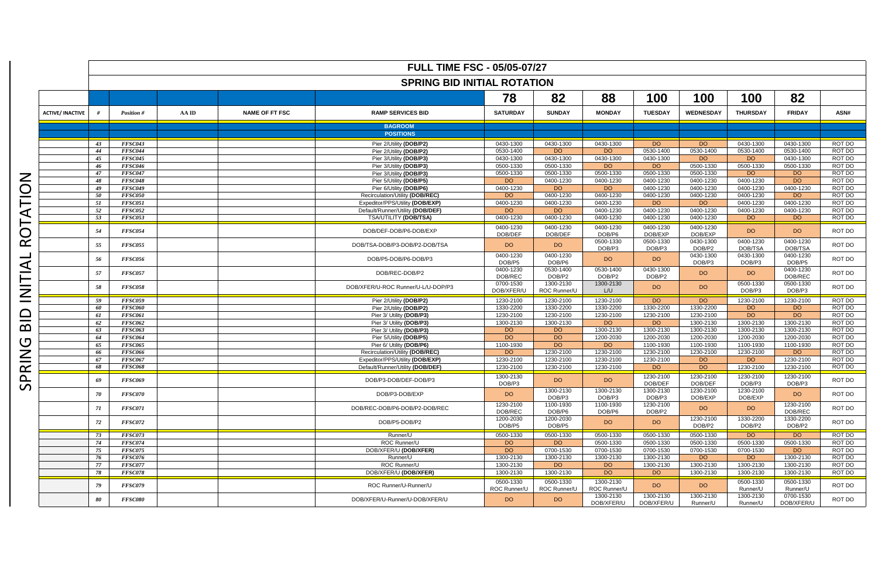# FULL TIME FSC - 05/05-07/27

## SPRING BID INITIAL ROTATION

SPRING BID INITIAL ROTATION

| | | | | | | 78 | 82 | 88 | 100 | 100 | 100 | 82 | |
|---|---|---|---|---|---|---|---|---|---|---|---|---|---|
| ACTIVE/ INACTIVE | # | Position # | AA ID | NAME OF FT FSC | RAMP SERVICES BID | SATURDAY | SUNDAY | MONDAY | TUESDAY | WEDNESDAY | THURSDAY | FRIDAY | ASN# |
| | | | | | **BAGROOM POSITIONS** | | | | | | | | |
| | 43 | FFSC043 | | | Pier 2/Utility **(DOB/P2)** | 0430-1300 | 0430-1300 | 0430-1300 | DO | DO | 0430-1300 | 0430-1300 | ROT DO |
| | 44 | FFSC044 | | | Pier 2/Utility **(DOB/P2)** | 0530-1400 | DO | DO | 0530-1400 | 0530-1400 | 0530-1400 | 0530-1400 | ROT DO |
| | 45 | FFSC045 | | | Pier 3/Utility **(DOB/P3)** | 0430-1300 | 0430-1300 | 0430-1300 | 0430-1300 | DO | DO | 0430-1300 | ROT DO |
| | 46 | FFSC046 | | | Pier 3/Utility **(DOB/P3)** | 0500-1330 | 0500-1330 | DO | DO | 0500-1330 | 0500-1330 | 0500-1330 | ROT DO |
| | 47 | FFSC047 | | | Pier 3/Utility **(DOB/P3)** | 0500-1330 | 0500-1330 | 0500-1330 | 0500-1330 | 0500-1330 | DO | DO | ROT DO |
| | 48 | FFSC048 | | | Pier 5/Utility **(DOB/P5)** | DO | 0400-1230 | 0400-1230 | 0400-1230 | 0400-1230 | 0400-1230 | DO | ROT DO |
| | 49 | FFSC049 | | | Pier 6/Utility **(DOB/P6)** | 0400-1230 | DO | DO | 0400-1230 | 0400-1230 | 0400-1230 | 0400-1230 | ROT DO |
| | 50 | FFSC050 | | | Recirculation/Utility **(DOB/REC)** | DO | 0400-1230 | 0400-1230 | 0400-1230 | 0400-1230 | 0400-1230 | DO | ROT DO |
| | 51 | FFSC051 | | | Expeditor/PPS/Utility **(DOB/EXP)** | 0400-1230 | 0400-1230 | 0400-1230 | DO | DO | 0400-1230 | 0400-1230 | ROT DO |
| | 52 | FFSC052 | | | Default/Runner/Utility **(DOB/DEF)** | DO | DO | 0400-1230 | 0400-1230 | 0400-1230 | 0400-1230 | 0400-1230 | ROT DO |
| | 53 | FFSC053 | | | TSA/UTILITY **(DOB/TSA)** | 0400-1230 | 0400-1230 | 0400-1230 | 0400-1230 | 0400-1230 | DO | DO | ROT DO |
| | 54 | FFSC054 | | | DOB/DEF-DOB/P6-DOB/EXP | 0400-1230 DOB/DEF | 0400-1230 DOB/DEF | 0400-1230 DOB/P6 | 0400-1230 DOB/EXP | 0400-1230 DOB/EXP | DO | DO | ROT DO |
| | 55 | FFSC055 | | | DOB/TSA-DOB/P3-DOB/P2-DOB/TSA | DO | DO | 0500-1330 DOB/P3 | 0500-1330 DOB/P3 | 0430-1300 DOB/P2 | 0400-1230 DOB/TSA | 0400-1230 DOB/TSA | ROT DO |
| | 56 | FFSC056 | | | DOB/P5-DOB/P6-DOB/P3 | 0400-1230 DOB/P5 | 0400-1230 DOB/P6 | DO | DO | 0430-1300 DOB/P3 | 0430-1300 DOB/P3 | 0400-1230 DOB/P5 | ROT DO |
| | 57 | FFSC057 | | | DOB/REC-DOB/P2 | 0400-1230 DOB/REC | 0530-1400 DOB/P2 | 0530-1400 DOB/P2 | 0430-1300 DOB/P2 | DO | DO | 0400-1230 DOB/REC | ROT DO |
| | 58 | FFSC058 | | | DOB/XFER/U-ROC Runner/U-L/U-DOP/P3 | 0700-1530 DOB/XFER/U | 1300-2130 ROC Runner/U | 1300-2130 L/U | DO | DO | 0500-1330 DOB/P3 | 0500-1330 DOB/P3 | ROT DO |
| | 59 | FFSC059 | | | Pier 2/Utility **(DOB/P2)** | 1230-2100 | 1230-2100 | 1230-2100 | DO | DO | 1230-2100 | 1230-2100 | ROT DO |
| | 60 | FFSC060 | | | Pier 2/Utility **(DOB/P2)** | 1330-2200 | 1330-2200 | 1330-2200 | 1330-2200 | 1330-2200 | DO | DO | ROT DO |
| | 61 | FFSC061 | | | Pier 3/ Utility **(DOB/P3)** | 1230-2100 | 1230-2100 | 1230-2100 | 1230-2100 | 1230-2100 | DO | DO | ROT DO |
| | 62 | FFSC062 | | | Pier 3/ Utility **(DOB/P3)** | 1300-2130 | 1300-2130 | DO | DO | 1300-2130 | 1300-2130 | 1300-2130 | ROT DO |
| | 63 | FFSC063 | | | Pier 3/ Utility **(DOB/P3)** | DO | DO | 1300-2130 | 1300-2130 | 1300-2130 | 1300-2130 | 1300-2130 | ROT DO |
| | 64 | FFSC064 | | | Pier 5/Utility **(DOB/P5)** | DO | DO | 1200-2030 | 1200-2030 | 1200-2030 | 1200-2030 | 1200-2030 | ROT DO |
| | 65 | FFSC065 | | | Pier 6/ Utility **(DOB/P6)** | 1100-1930 | DO | DO | 1100-1930 | 1100-1930 | 1100-1930 | 1100-1930 | ROT DO |
| | 66 | FFSC066 | | | Recirculation/Utility **(DOB/REC)** | DO | 1230-2100 | 1230-2100 | 1230-2100 | 1230-2100 | 1230-2100 | DO | ROT DO |
| | 67 | FFSC067 | | | Expeditor/PPS/Utility **(DOB/EXP)** | 1230-2100 | 1230-2100 | 1230-2100 | 1230-2100 | DO | DO | 1230-2100 | ROT DO |
| | 68 | FFSC068 | | | Default/Runner/Utility **(DOB/DEF)** | 1230-2100 | 1230-2100 | 1230-2100 | DO | DO | 1230-2100 | 1230-2100 | ROT DO |
| | 69 | FFSC069 | | | DOB/P3-DOB/DEF-DOB/P3 | 1300-2130 DOB/P3 | DO | DO | 1230-2100 DOB/DEF | 1230-2100 DOB/DEF | 1230-2100 DOB/P3 | 1230-2100 DOB/P3 | ROT DO |
| | 70 | FFSC070 | | | DOB/P3-DOB/EXP | DO | 1300-2130 DOB/P3 | 1300-2130 DOB/P3 | 1300-2130 DOB/P3 | 1230-2100 DOB/EXP | 1230-2100 DOB/EXP | DO | ROT DO |
| | 71 | FFSC071 | | | DOB/REC-DOB/P6-DOB/P2-DOB/REC | 1230-2100 DOB/REC | 1100-1930 DOB/P6 | 1100-1930 DOB/P6 | 1230-2100 DOB/P2 | DO | DO | 1230-2100 DOB/REC | ROT DO |
| | 72 | FFSC072 | | | DOB/P5-DOB/P2 | 1200-2030 DOB/P5 | 1200-2030 DOB/P5 | DO | DO | 1230-2100 DOB/P2 | 1330-2200 DOB/P2 | 1330-2200 DOB/P2 | ROT DO |
| | 73 | FFSC073 | | | Runner/U | 0500-1330 | 0500-1330 | 0500-1330 | 0500-1330 | 0500-1330 | DO | DO | ROT DO |
| | 74 | FFSC074 | | | ROC Runner/U | DO | DO | 0500-1330 | 0500-1330 | 0500-1330 | 0500-1330 | 0500-1330 | ROT DO |
| | 75 | FFSC075 | | | DOB/XFER/U **(DOB/XFER)** | DO | 0700-1530 | 0700-1530 | 0700-1530 | 0700-1530 | 0700-1530 | DO | ROT DO |
| | 76 | FFSC076 | | | Runner/U | 1300-2130 | 1300-2130 | 1300-2130 | 1300-2130 | DO | DO | 1300-2130 | ROT DO |
| | 77 | FFSC077 | | | ROC Runner/U | 1300-2130 | DO | DO | 1300-2130 | 1300-2130 | 1300-2130 | 1300-2130 | ROT DO |
| | 78 | FFSC078 | | | DOB/XFER/U **(DOB/XFER)** | 1300-2130 | 1300-2130 | DO | DO | 1300-2130 | 1300-2130 | 1300-2130 | ROT DO |
| | 79 | FFSC079 | | | ROC Runner/U-Runner/U | 0500-1330 ROC Runner/U | 0500-1330 ROC Runner/U | 1300-2130 ROC Runner/U | DO | DO | 0500-1330 Runner/U | 0500-1330 Runner/U | ROT DO |
| | 80 | FFSC080 | | | DOB/XFER/U-Runner/U-DOB/XFER/U | DO | DO | 1300-2130 DOB/XFER/U | 1300-2130 DOB/XFER/U | 1300-2130 Runner/U | 1300-2130 Runner/U | 0700-1530 DOB/XFER/U | ROT DO |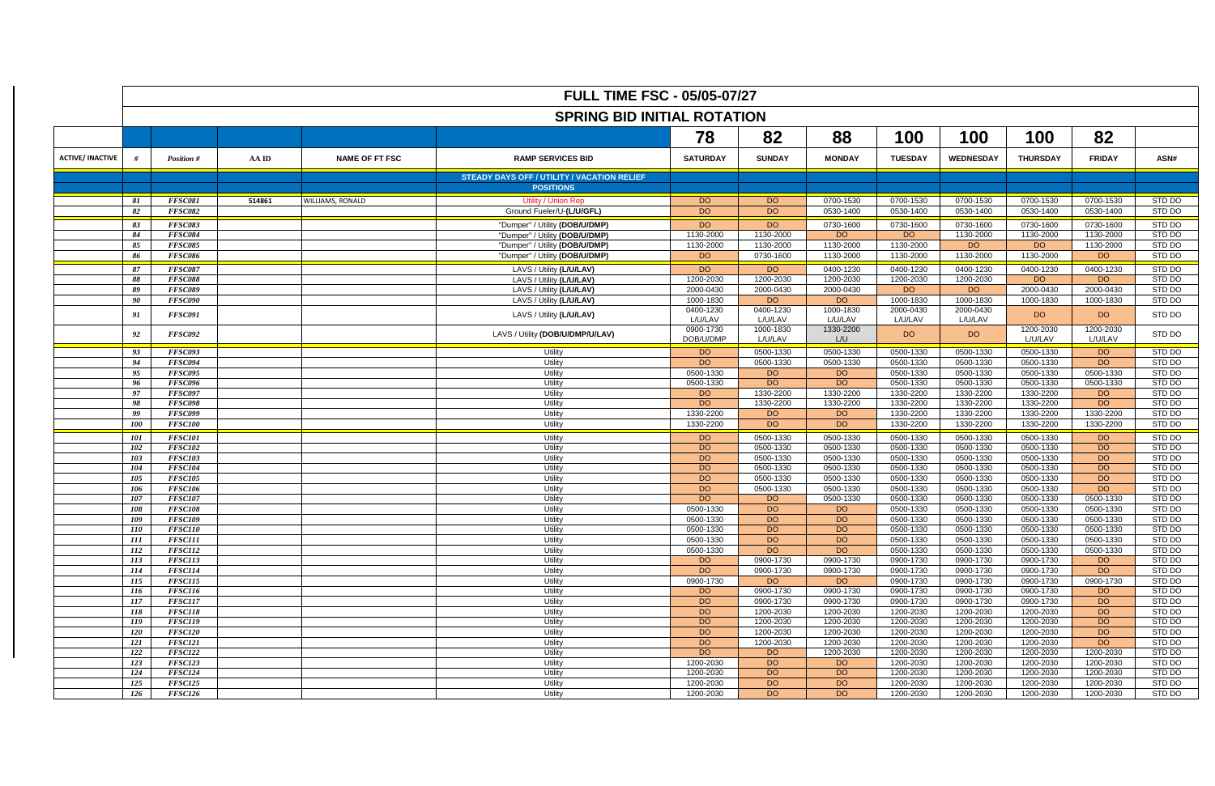# FULL TIME FSC - 05/05-07/27

## SPRING BID INITIAL ROTATION

| | | | | | 78 | 82 | 88 | 100 | 100 | 100 | 82 | |
|---|---|---|---|---|---|---|---|---|---|---|---|---|
| ACTIVE/ INACTIVE | # | Position # | AA ID | NAME OF FT FSC | RAMP SERVICES BID | SATURDAY | SUNDAY | MONDAY | TUESDAY | WEDNESDAY | THURSDAY | FRIDAY | ASN# |
| | | | | | STEADY DAYS OFF / UTILITY / VACATION RELIEF POSITIONS | | | | | | | | |
| | 81 | FFSC081 | 514861 | WILLIAMS, RONALD | Utility / Union Rep | DO | DO | 0700-1530 | 0700-1530 | 0700-1530 | 0700-1530 | 0700-1530 | STD DO |
| | 82 | FFSC082 | | | Ground Fueler/U-(L/U/GFL) | DO | DO | 0530-1400 | 0530-1400 | 0530-1400 | 0530-1400 | 0530-1400 | STD DO |
| | 83 | FFSC083 | | | "Dumper" / Utility (DOB/U/DMP) | DO | DO | 0730-1600 | 0730-1600 | 0730-1600 | 0730-1600 | 0730-1600 | STD DO |
| | 84 | FFSC084 | | | "Dumper" / Utility (DOB/U/DMP) | 1130-2000 | 1130-2000 | DO | DO | 1130-2000 | 1130-2000 | 1130-2000 | STD DO |
| | 85 | FFSC085 | | | "Dumper" / Utility (DOB/U/DMP) | 1130-2000 | 1130-2000 | 1130-2000 | 1130-2000 | DO | DO | 1130-2000 | STD DO |
| | 86 | FFSC086 | | | "Dumper" / Utility (DOB/U/DMP) | DO | 0730-1600 | 1130-2000 | 1130-2000 | 1130-2000 | 1130-2000 | DO | STD DO |
| | 87 | FFSC087 | | | LAVS / Utility (L/U/LAV) | DO | DO | 0400-1230 | 0400-1230 | 0400-1230 | 0400-1230 | 0400-1230 | STD DO |
| | 88 | FFSC088 | | | LAVS / Utility (L/U/LAV) | 1200-2030 | 1200-2030 | 1200-2030 | 1200-2030 | 1200-2030 | DO | DO | STD DO |
| | 89 | FFSC089 | | | LAVS / Utility (L/U/LAV) | 2000-0430 | 2000-0430 | 2000-0430 | DO | DO | 2000-0430 | 2000-0430 | STD DO |
| | 90 | FFSC090 | | | LAVS / Utility (L/U/LAV) | 1000-1830 | DO | DO | 1000-1830 | 1000-1830 | 1000-1830 | 1000-1830 | STD DO |
| | 91 | FFSC091 | | | LAVS / Utility (L/U/LAV) | 0400-1230 L/U/LAV | 0400-1230 L/U/LAV | 1000-1830 L/U/LAV | 2000-0430 L/U/LAV | 2000-0430 L/U/LAV | DO | DO | STD DO |
| | 92 | FFSC092 | | | LAVS / Utility (DOB/U/DMP/U/LAV) | 0900-1730 DOB/U/DMP | 1000-1830 L/U/LAV | 1330-2200 L/U | DO | DO | 1200-2030 L/U/LAV | 1200-2030 L/U/LAV | STD DO |
| | 93 | FFSC093 | | | Utility | DO | 0500-1330 | 0500-1330 | 0500-1330 | 0500-1330 | 0500-1330 | DO | STD DO |
| | 94 | FFSC094 | | | Utility | DO | 0500-1330 | 0500-1330 | 0500-1330 | 0500-1330 | 0500-1330 | DO | STD DO |
| | 95 | FFSC095 | | | Utility | 0500-1330 | DO | DO | 0500-1330 | 0500-1330 | 0500-1330 | 0500-1330 | STD DO |
| | 96 | FFSC096 | | | Utility | 0500-1330 | DO | DO | 0500-1330 | 0500-1330 | 0500-1330 | 0500-1330 | STD DO |
| | 97 | FFSC097 | | | Utility | DO | 1330-2200 | 1330-2200 | 1330-2200 | 1330-2200 | 1330-2200 | DO | STD DO |
| | 98 | FFSC098 | | | Utility | DO | 1330-2200 | 1330-2200 | 1330-2200 | 1330-2200 | 1330-2200 | DO | STD DO |
| | 99 | FFSC099 | | | Utility | 1330-2200 | DO | DO | 1330-2200 | 1330-2200 | 1330-2200 | 1330-2200 | STD DO |
| | 100 | FFSC100 | | | Utility | 1330-2200 | DO | DO | 1330-2200 | 1330-2200 | 1330-2200 | 1330-2200 | STD DO |
| | 101 | FFSC101 | | | Utility | DO | 0500-1330 | 0500-1330 | 0500-1330 | 0500-1330 | 0500-1330 | DO | STD DO |
| | 102 | FFSC102 | | | Utility | DO | 0500-1330 | 0500-1330 | 0500-1330 | 0500-1330 | 0500-1330 | DO | STD DO |
| | 103 | FFSC103 | | | Utility | DO | 0500-1330 | 0500-1330 | 0500-1330 | 0500-1330 | 0500-1330 | DO | STD DO |
| | 104 | FFSC104 | | | Utility | DO | 0500-1330 | 0500-1330 | 0500-1330 | 0500-1330 | 0500-1330 | DO | STD DO |
| | 105 | FFSC105 | | | Utility | DO | 0500-1330 | 0500-1330 | 0500-1330 | 0500-1330 | 0500-1330 | DO | STD DO |
| | 106 | FFSC106 | | | Utility | DO | 0500-1330 | 0500-1330 | 0500-1330 | 0500-1330 | 0500-1330 | DO | STD DO |
| | 107 | FFSC107 | | | Utility | DO | DO | 0500-1330 | 0500-1330 | 0500-1330 | 0500-1330 | 0500-1330 | STD DO |
| | 108 | FFSC108 | | | Utility | 0500-1330 | DO | DO | 0500-1330 | 0500-1330 | 0500-1330 | 0500-1330 | STD DO |
| | 109 | FFSC109 | | | Utility | 0500-1330 | DO | DO | 0500-1330 | 0500-1330 | 0500-1330 | 0500-1330 | STD DO |
| | 110 | FFSC110 | | | Utility | 0500-1330 | DO | DO | 0500-1330 | 0500-1330 | 0500-1330 | 0500-1330 | STD DO |
| | 111 | FFSC111 | | | Utility | 0500-1330 | DO | DO | 0500-1330 | 0500-1330 | 0500-1330 | 0500-1330 | STD DO |
| | 112 | FFSC112 | | | Utility | 0500-1330 | DO | DO | 0500-1330 | 0500-1330 | 0500-1330 | 0500-1330 | STD DO |
| | 113 | FFSC113 | | | Utility | DO | 0900-1730 | 0900-1730 | 0900-1730 | 0900-1730 | 0900-1730 | DO | STD DO |
| | 114 | FFSC114 | | | Utility | DO | 0900-1730 | 0900-1730 | 0900-1730 | 0900-1730 | 0900-1730 | DO | STD DO |
| | 115 | FFSC115 | | | Utility | 0900-1730 | DO | DO | 0900-1730 | 0900-1730 | 0900-1730 | 0900-1730 | STD DO |
| | 116 | FFSC116 | | | Utility | DO | 0900-1730 | 0900-1730 | 0900-1730 | 0900-1730 | 0900-1730 | DO | STD DO |
| | 117 | FFSC117 | | | Utility | DO | 0900-1730 | 0900-1730 | 0900-1730 | 0900-1730 | 0900-1730 | DO | STD DO |
| | 118 | FFSC118 | | | Utility | DO | 1200-2030 | 1200-2030 | 1200-2030 | 1200-2030 | 1200-2030 | DO | STD DO |
| | 119 | FFSC119 | | | Utility | DO | 1200-2030 | 1200-2030 | 1200-2030 | 1200-2030 | 1200-2030 | DO | STD DO |
| | 120 | FFSC120 | | | Utility | DO | 1200-2030 | 1200-2030 | 1200-2030 | 1200-2030 | 1200-2030 | DO | STD DO |
| | 121 | FFSC121 | | | Utility | DO | 1200-2030 | 1200-2030 | 1200-2030 | 1200-2030 | 1200-2030 | DO | STD DO |
| | 122 | FFSC122 | | | Utility | DO | DO | 1200-2030 | 1200-2030 | 1200-2030 | 1200-2030 | 1200-2030 | STD DO |
| | 123 | FFSC123 | | | Utility | 1200-2030 | DO | DO | 1200-2030 | 1200-2030 | 1200-2030 | 1200-2030 | STD DO |
| | 124 | FFSC124 | | | Utility | 1200-2030 | DO | DO | 1200-2030 | 1200-2030 | 1200-2030 | 1200-2030 | STD DO |
| | 125 | FFSC125 | | | Utility | 1200-2030 | DO | DO | 1200-2030 | 1200-2030 | 1200-2030 | 1200-2030 | STD DO |
| | 126 | FFSC126 | | | Utility | 1200-2030 | DO | DO | 1200-2030 | 1200-2030 | 1200-2030 | 1200-2030 | STD DO |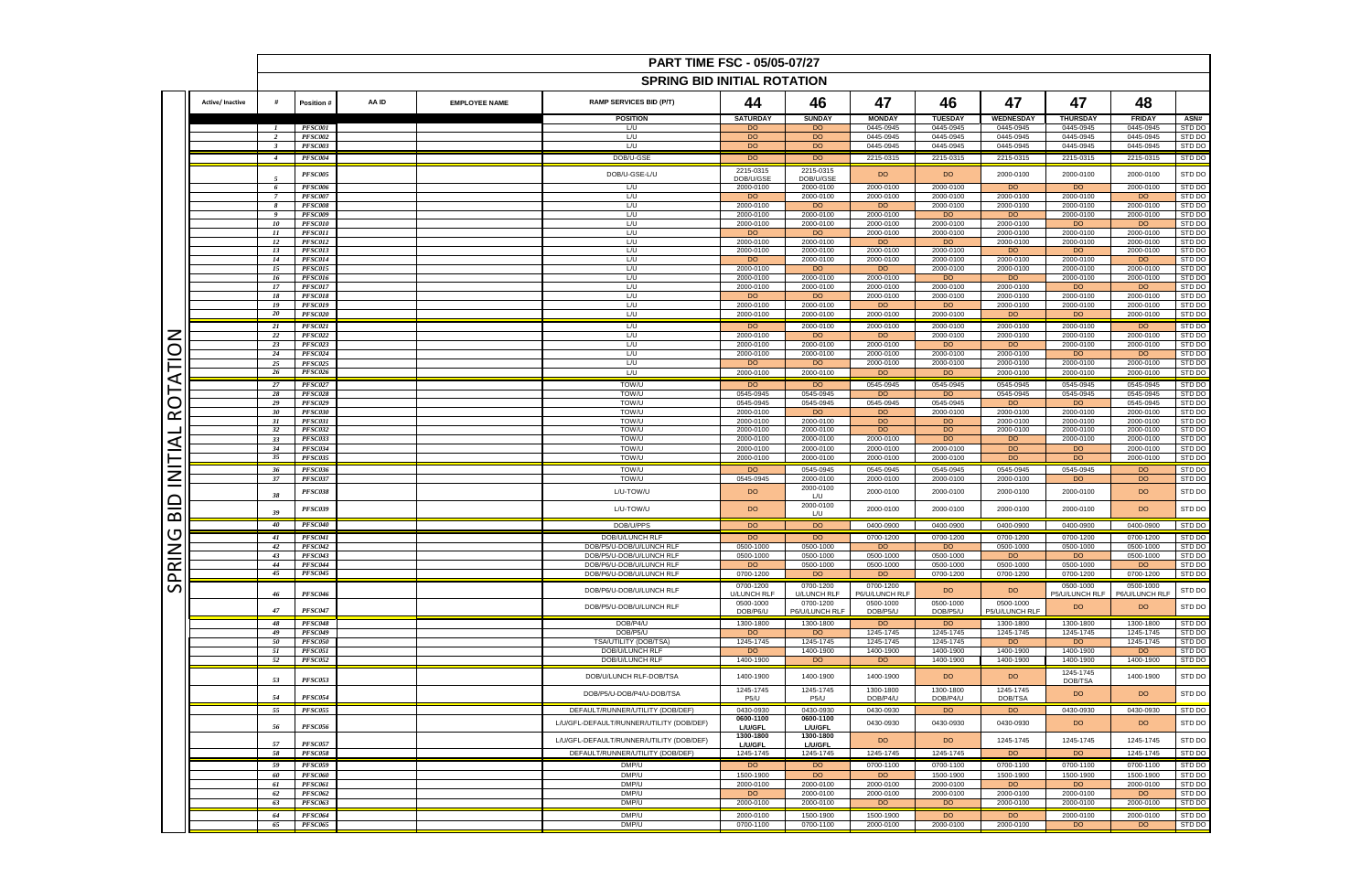# PART TIME FSC - 05/05-07/27

## SPRING BID INITIAL ROTATION

SPRING BID INITIAL ROTATION

| Active/ Inactive | # | Position # | AA ID | EMPLOYEE NAME | RAMP SERVICES BID (P/T) | 44 | 46 | 47 | 46 | 47 | 47 | 48 | |
|---|---|---|---|---|---|---|---|---|---|---|---|---|---|
| | | | | | POSITION | SATURDAY | SUNDAY | MONDAY | TUESDAY | WEDNESDAY | THURSDAY | FRIDAY | ASN# |
| | 1 | PFSC001 | | | L/U | DO | DO | 0445-0945 | 0445-0945 | 0445-0945 | 0445-0945 | 0445-0945 | STD DO |
| | 2 | PFSC002 | | | L/U | DO | DO | 0445-0945 | 0445-0945 | 0445-0945 | 0445-0945 | 0445-0945 | STD DO |
| | 3 | PFSC003 | | | L/U | DO | DO | 0445-0945 | 0445-0945 | 0445-0945 | 0445-0945 | 0445-0945 | STD DO |
| | 4 | PFSC004 | | | DOB/U-GSE | DO | DO | 2215-0315 | 2215-0315 | 2215-0315 | 2215-0315 | 2215-0315 | STD DO |
| | 5 | PFSC005 | | | DOB/U-GSE-L/U | 2215-0315 DOB/U/GSE | 2215-0315 DOB/U/GSE | DO | DO | 2000-0100 | 2000-0100 | 2000-0100 | STD DO |
| | 6 | PFSC006 | | | L/U | 2000-0100 | 2000-0100 | 2000-0100 | 2000-0100 | DO | DO | 2000-0100 | STD DO |
| | 7 | PFSC007 | | | L/U | DO | 2000-0100 | 2000-0100 | 2000-0100 | 2000-0100 | 2000-0100 | DO | STD DO |
| | 8 | PFSC008 | | | L/U | 2000-0100 | DO | DO | 2000-0100 | 2000-0100 | 2000-0100 | 2000-0100 | STD DO |
| | 9 | PFSC009 | | | L/U | 2000-0100 | 2000-0100 | 2000-0100 | DO | DO | 2000-0100 | 2000-0100 | STD DO |
| | 10 | PFSC010 | | | L/U | 2000-0100 | 2000-0100 | 2000-0100 | 2000-0100 | 2000-0100 | DO | DO | STD DO |
| | 11 | PFSC011 | | | L/U | DO | DO | 2000-0100 | 2000-0100 | 2000-0100 | 2000-0100 | 2000-0100 | STD DO |
| | 12 | PFSC012 | | | L/U | 2000-0100 | 2000-0100 | DO | DO | 2000-0100 | 2000-0100 | 2000-0100 | STD DO |
| | 13 | PFSC013 | | | L/U | 2000-0100 | 2000-0100 | 2000-0100 | 2000-0100 | DO | DO | 2000-0100 | STD DO |
| | 14 | PFSC014 | | | L/U | DO | 2000-0100 | 2000-0100 | 2000-0100 | 2000-0100 | 2000-0100 | DO | STD DO |
| | 15 | PFSC015 | | | L/U | 2000-0100 | DO | DO | 2000-0100 | 2000-0100 | 2000-0100 | 2000-0100 | STD DO |
| | 16 | PFSC016 | | | L/U | 2000-0100 | 2000-0100 | 2000-0100 | DO | DO | 2000-0100 | 2000-0100 | STD DO |
| | 17 | PFSC017 | | | L/U | 2000-0100 | 2000-0100 | 2000-0100 | 2000-0100 | 2000-0100 | DO | DO | STD DO |
| | 18 | PFSC018 | | | L/U | DO | DO | 2000-0100 | 2000-0100 | 2000-0100 | 2000-0100 | 2000-0100 | STD DO |
| | 19 | PFSC019 | | | L/U | 2000-0100 | 2000-0100 | DO | DO | 2000-0100 | 2000-0100 | 2000-0100 | STD DO |
| | 20 | PFSC020 | | | L/U | 2000-0100 | 2000-0100 | 2000-0100 | 2000-0100 | DO | DO | 2000-0100 | STD DO |
| | 21 | PFSC021 | | | L/U | DO | 2000-0100 | 2000-0100 | 2000-0100 | 2000-0100 | 2000-0100 | DO | STD DO |
| | 22 | PFSC022 | | | L/U | 2000-0100 | DO | DO | 2000-0100 | 2000-0100 | 2000-0100 | 2000-0100 | STD DO |
| | 23 | PFSC023 | | | L/U | 2000-0100 | 2000-0100 | 2000-0100 | DO | DO | 2000-0100 | 2000-0100 | STD DO |
| | 24 | PFSC024 | | | L/U | 2000-0100 | 2000-0100 | 2000-0100 | 2000-0100 | 2000-0100 | DO | DO | STD DO |
| | 25 | PFSC025 | | | L/U | DO | DO | 2000-0100 | 2000-0100 | 2000-0100 | 2000-0100 | 2000-0100 | STD DO |
| | 26 | PFSC026 | | | L/U | 2000-0100 | 2000-0100 | DO | DO | 2000-0100 | 2000-0100 | 2000-0100 | STD DO |
| | 27 | PFSC027 | | | TOW/U | DO | DO | 0545-0945 | 0545-0945 | 0545-0945 | 0545-0945 | 0545-0945 | STD DO |
| | 28 | PFSC028 | | | TOW/U | 0545-0945 | 0545-0945 | DO | DO | 0545-0945 | 0545-0945 | 0545-0945 | STD DO |
| | 29 | PFSC029 | | | TOW/U | 0545-0945 | 0545-0945 | 0545-0945 | 0545-0945 | DO | DO | 0545-0945 | STD DO |
| | 30 | PFSC030 | | | TOW/U | 2000-0100 | DO | DO | 2000-0100 | 2000-0100 | 2000-0100 | 2000-0100 | STD DO |
| | 31 | PFSC031 | | | TOW/U | 2000-0100 | 2000-0100 | DO | DO | 2000-0100 | 2000-0100 | 2000-0100 | STD DO |
| | 32 | PFSC032 | | | TOW/U | 2000-0100 | 2000-0100 | DO | DO | 2000-0100 | 2000-0100 | 2000-0100 | STD DO |
| | 33 | PFSC033 | | | TOW/U | 2000-0100 | 2000-0100 | 2000-0100 | DO | DO | 2000-0100 | 2000-0100 | STD DO |
| | 34 | PFSC034 | | | TOW/U | 2000-0100 | 2000-0100 | 2000-0100 | 2000-0100 | DO | DO | 2000-0100 | STD DO |
| | 35 | PFSC035 | | | TOW/U | 2000-0100 | 2000-0100 | 2000-0100 | 2000-0100 | DO | DO | 2000-0100 | STD DO |
| | 36 | PFSC036 | | | TOW/U | DO | 0545-0945 | 0545-0945 | 0545-0945 | 0545-0945 | 0545-0945 | DO | STD DO |
| | 37 | PFSC037 | | | TOW/U | 0545-0945 | 2000-0100 | 2000-0100 | 2000-0100 | 2000-0100 | DO | DO | STD DO |
| | 38 | PFSC038 | | | L/U-TOW/U | DO | 2000-0100 L/U | 2000-0100 | 2000-0100 | 2000-0100 | 2000-0100 | DO | STD DO |
| | 39 | PFSC039 | | | L/U-TOW/U | DO | 2000-0100 L/U | 2000-0100 | 2000-0100 | 2000-0100 | 2000-0100 | DO | STD DO |
| | 40 | PFSC040 | | | DOB/U/PPS | DO | DO | 0400-0900 | 0400-0900 | 0400-0900 | 0400-0900 | 0400-0900 | STD DO |
| | 41 | PFSC041 | | | DOB/U/LUNCH RLF | DO | DO | 0700-1200 | 0700-1200 | 0700-1200 | 0700-1200 | 0700-1200 | STD DO |
| | 42 | PFSC042 | | | DOB/P5/U-DOB/U/LUNCH RLF | 0500-1000 | 0500-1000 | DO | DO | 0500-1000 | 0500-1000 | 0500-1000 | STD DO |
| | 43 | PFSC043 | | | DOB/P5/U-DOB/U/LUNCH RLF | 0500-1000 | 0500-1000 | 0500-1000 | 0500-1000 | DO | DO | 0500-1000 | STD DO |
| | 44 | PFSC044 | | | DOB/P6/U-DOB/U/LUNCH RLF | DO | 0500-1000 | 0500-1000 | 0500-1000 | 0500-1000 | 0500-1000 | DO | STD DO |
| | 45 | PFSC045 | | | DOB/P6/U-DOB/U/LUNCH RLF | 0700-1200 | DO | DO | 0700-1200 | 0700-1200 | 0700-1200 | 0700-1200 | STD DO |
| | 46 | PFSC046 | | | DOB/P6/U-DOB/U/LUNCH RLF | 0700-1200 U/LUNCH RLF | 0700-1200 U/LUNCH RLF | 0700-1200 P6/U/LUNCH RLF | DO | DO | 0500-1000 P5/U/LUNCH RLF | 0500-1000 P6/U/LUNCH RLF | STD DO |
| | 47 | PFSC047 | | | DOB/P5/U-DOB/U/LUNCH RLF | 0500-1000 DOB/P6/U | 0700-1200 P6/U/LUNCH RLF | 0500-1000 DOB/P5/U | 0500-1000 DOB/P5/U | 0500-1000 P5/U/LUNCH RLF | DO | DO | STD DO |
| | 48 | PFSC048 | | | DOB/P4/U | 1300-1800 | 1300-1800 | DO | DO | 1300-1800 | 1300-1800 | 1300-1800 | STD DO |
| | 49 | PFSC049 | | | DOB/P5/U | DO | DO | 1245-1745 | 1245-1745 | 1245-1745 | 1245-1745 | 1245-1745 | STD DO |
| | 50 | PFSC050 | | | TSA/UTILITY (DOB/TSA) | 1245-1745 | 1245-1745 | 1245-1745 | 1245-1745 | DO | DO | 1245-1745 | STD DO |
| | 51 | PFSC051 | | | DOB/U/LUNCH RLF | DO | 1400-1900 | 1400-1900 | 1400-1900 | 1400-1900 | 1400-1900 | DO | STD DO |
| | 52 | PFSC052 | | | DOB/U/LUNCH RLF | 1400-1900 | DO | DO | 1400-1900 | 1400-1900 | 1400-1900 | 1400-1900 | STD DO |
| | 53 | PFSC053 | | | DOB/U/LUNCH RLF-DOB/TSA | 1400-1900 | 1400-1900 | 1400-1900 | DO | DO | 1245-1745 DOB/TSA | 1400-1900 | STD DO |
| | 54 | PFSC054 | | | DOB/P5/U-DOB/P4/U-DOB/TSA | 1245-1745 P5/U | 1245-1745 P5/U | 1300-1800 DOB/P4/U | 1300-1800 DOB/P4/U | 1245-1745 DOB/TSA | DO | DO | STD DO |
| | 55 | PFSC055 | | | DEFAULT/RUNNER/UTILITY (DOB/DEF) | 0430-0930 | 0430-0930 | 0430-0930 | DO | DO | 0430-0930 | 0430-0930 | STD DO |
| | 56 | PFSC056 | | | L/U/GFL-DEFAULT/RUNNER/UTILITY (DOB/DEF) | 0600-1100 L/U/GFL | 0600-1100 L/U/GFL | 0430-0930 | 0430-0930 | 0430-0930 | DO | DO | STD DO |
| | 57 | PFSC057 | | | L/U/GFL-DEFAULT/RUNNER/UTILITY (DOB/DEF) | 1300-1800 L/U/GFL | 1300-1800 L/U/GFL | DO | DO | 1245-1745 | 1245-1745 | 1245-1745 | STD DO |
| | 58 | PFSC058 | | | DEFAULT/RUNNER/UTILITY (DOB/DEF) | 1245-1745 | 1245-1745 | 1245-1745 | 1245-1745 | DO | DO | 1245-1745 | STD DO |
| | 59 | PFSC059 | | | DMP/U | DO | DO | 0700-1100 | 0700-1100 | 0700-1100 | 0700-1100 | 0700-1100 | STD DO |
| | 60 | PFSC060 | | | DMP/U | 1500-1900 | DO | DO | 1500-1900 | 1500-1900 | 1500-1900 | 1500-1900 | STD DO |
| | 61 | PFSC061 | | | DMP/U | 2000-0100 | 2000-0100 | 2000-0100 | 2000-0100 | DO | DO | 2000-0100 | STD DO |
| | 62 | PFSC062 | | | DMP/U | DO | 2000-0100 | 2000-0100 | 2000-0100 | 2000-0100 | 2000-0100 | DO | STD DO |
| | 63 | PFSC063 | | | DMP/U | 2000-0100 | 2000-0100 | DO | DO | 2000-0100 | 2000-0100 | 2000-0100 | STD DO |
| | 64 | PFSC064 | | | DMP/U | 2000-0100 | 1500-1900 | 1500-1900 | DO | DO | 2000-0100 | 2000-0100 | STD DO |
| | 65 | PFSC065 | | | DMP/U | 0700-1100 | 0700-1100 | 2000-0100 | 2000-0100 | 2000-0100 | DO | DO | STD DO |